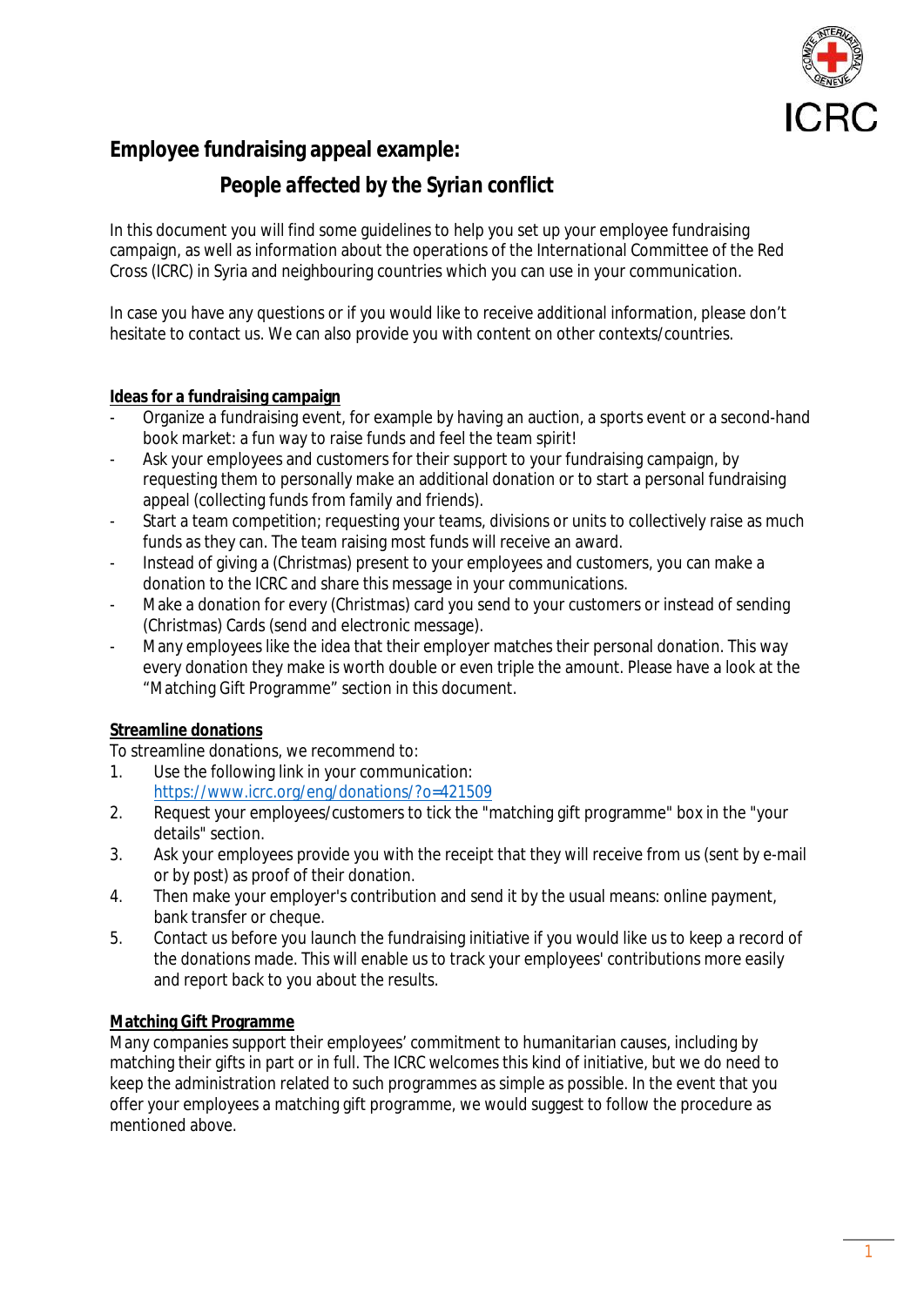ICRC

# Employee fundraising appeal example:

## People affected by the Syrian conflict

In this document you will find some guidelines to help you set up your employee fundraising campaign, as well as information about the operations of the International Committee of the Red Cross (ICRC) in Syria and neighbouring countries which you can use in your communication.

In case you have any questions or if you would like to receive additional information, please don't hesitate to contact us. We can also provide you with content on other contexts/countries.

### Ideas for a fundraising campaign

- Organize a fundraising event, for example by having an auction, a sports event or a second-hand book market: a fun way to raise funds and feel the team spirit!
- Ask your employees and customers for their support to your fundraising campaign, by requesting them to personally make an additional donation or to start a personal fundraising appeal (collecting funds from family and friends).
- Start a team competition; requesting your teams, divisions or units to collectively raise as much funds as they can. The team raising most funds will receive an award.
- Instead of giving a (Christmas) present to your employees and customers, you can make a donation to the ICRC and share this message in your communications.
- Make a donation for every (Christmas) card you send to your customers or instead of sending (Christmas) Cards (send and electronic message).
- Many employees like the idea that their employer matches their personal donation. This way every donation they make is worth double or even triple the amount. Please have a look at the "Matching Gift Programme" section in this document.

### Streamline donations

To streamline donations, we recommend to:

1. Use the following link in your communication: https://www.icrc.org/eng/donations/?o=421509
2. Request your employees/customers to tick the "matching gift programme" box in the "your details" section.
3. Ask your employees provide you with the receipt that they will receive from us (sent by e-mail or by post) as proof of their donation.
4. Then make your employer's contribution and send it by the usual means: online payment, bank transfer or cheque.
5. Contact us before you launch the fundraising initiative if you would like us to keep a record of the donations made. This will enable us to track your employees' contributions more easily and report back to you about the results.

### Matching Gift Programme

Many companies support their employees' commitment to humanitarian causes, including by matching their gifts in part or in full. The ICRC welcomes this kind of initiative, but we do need to keep the administration related to such programmes as simple as possible. In the event that you offer your employees a matching gift programme, we would suggest to follow the procedure as mentioned above.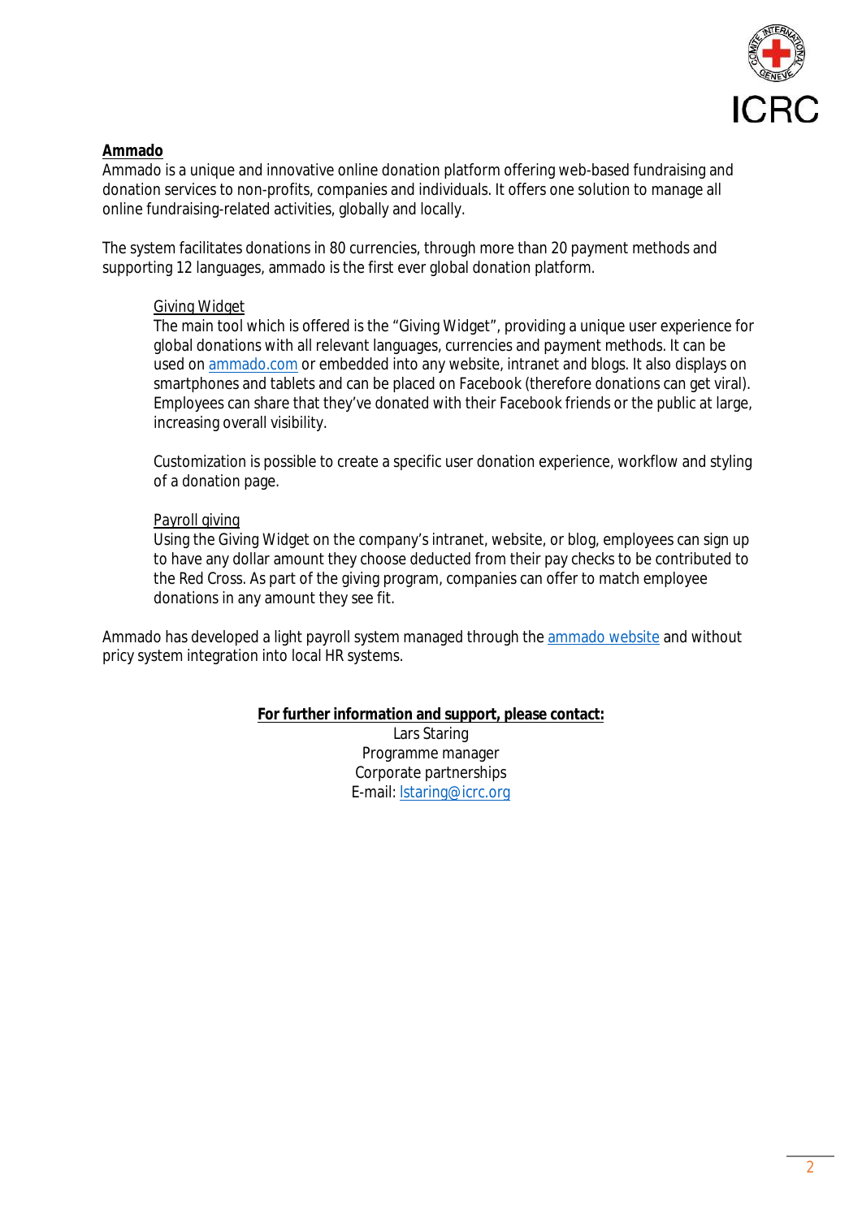## Ammado

Ammado is a unique and innovative online donation platform offering web-based fundraising and donation services to non-profits, companies and individuals. It offers one solution to manage all online fundraising-related activities, globally and locally.

The system facilitates donations in 80 currencies, through more than 20 payment methods and supporting 12 languages, ammado is the first ever global donation platform.

### Giving Widget

The main tool which is offered is the "Giving Widget", providing a unique user experience for global donations with all relevant languages, currencies and payment methods. It can be used on ammado.com or embedded into any website, intranet and blogs. It also displays on smartphones and tablets and can be placed on Facebook (therefore donations can get viral). Employees can share that they've donated with their Facebook friends or the public at large, increasing overall visibility.

Customization is possible to create a specific user donation experience, workflow and styling of a donation page.

### Payroll giving

Using the Giving Widget on the company's intranet, website, or blog, employees can sign up to have any dollar amount they choose deducted from their pay checks to be contributed to the Red Cross. As part of the giving program, companies can offer to match employee donations in any amount they see fit.

Ammado has developed a light payroll system managed through the ammado website and without pricy system integration into local HR systems.

**For further information and support, please contact:**

Lars Staring
Programme manager
Corporate partnerships
E-mail: lstaring@icrc.org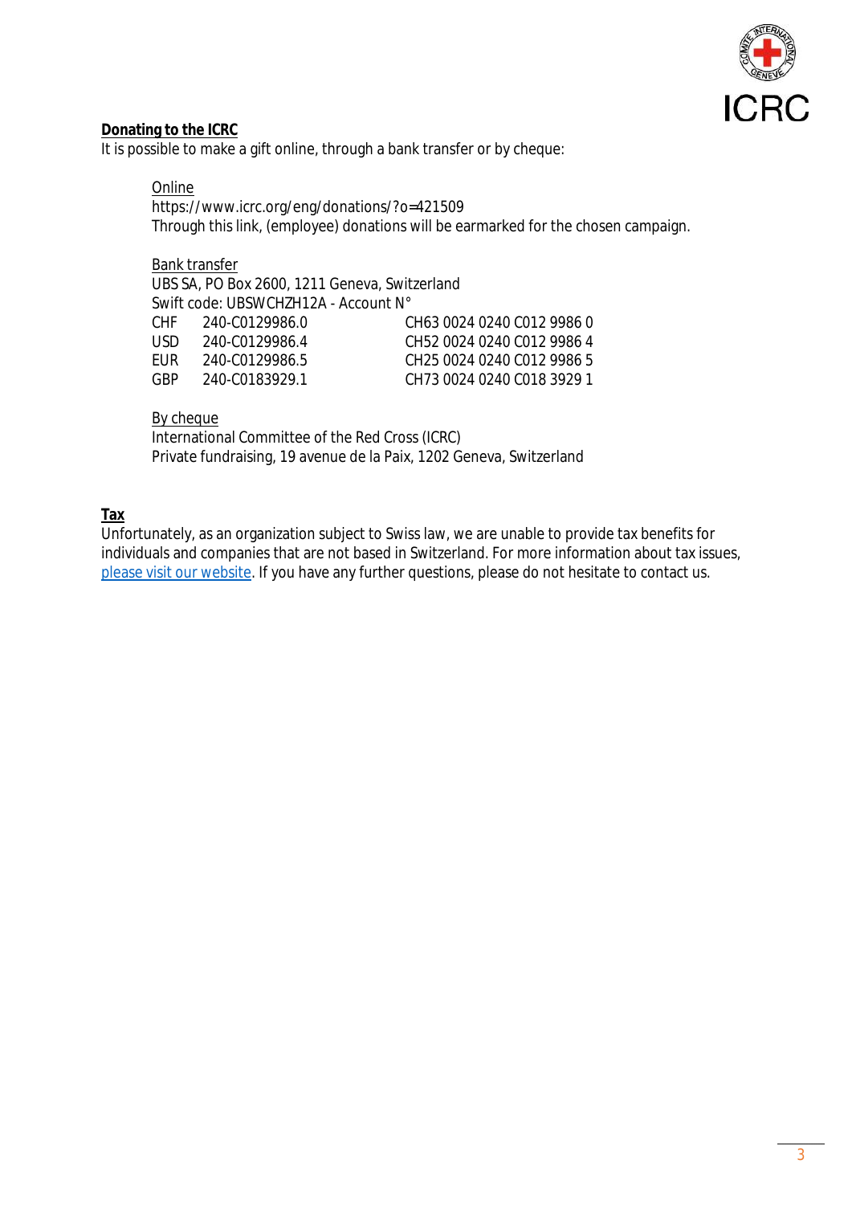## Donating to the ICRC

It is possible to make a gift online, through a bank transfer or by cheque:

Online
https://www.icrc.org/eng/donations/?o=421509
Through this link, (employee) donations will be earmarked for the chosen campaign.

Bank transfer
UBS SA, PO Box 2600, 1211 Geneva, Switzerland
Swift code: UBSWCHZH12A - Account N°

| | | |
|---|---|---|
| CHF | 240-C0129986.0 | CH63 0024 0240 C012 9986 0 |
| USD | 240-C0129986.4 | CH52 0024 0240 C012 9986 4 |
| EUR | 240-C0129986.5 | CH25 0024 0240 C012 9986 5 |
| GBP | 240-C0183929.1 | CH73 0024 0240 C018 3929 1 |

By cheque
International Committee of the Red Cross (ICRC)
Private fundraising, 19 avenue de la Paix, 1202 Geneva, Switzerland

## Tax

Unfortunately, as an organization subject to Swiss law, we are unable to provide tax benefits for individuals and companies that are not based in Switzerland. For more information about tax issues, please visit our website. If you have any further questions, please do not hesitate to contact us.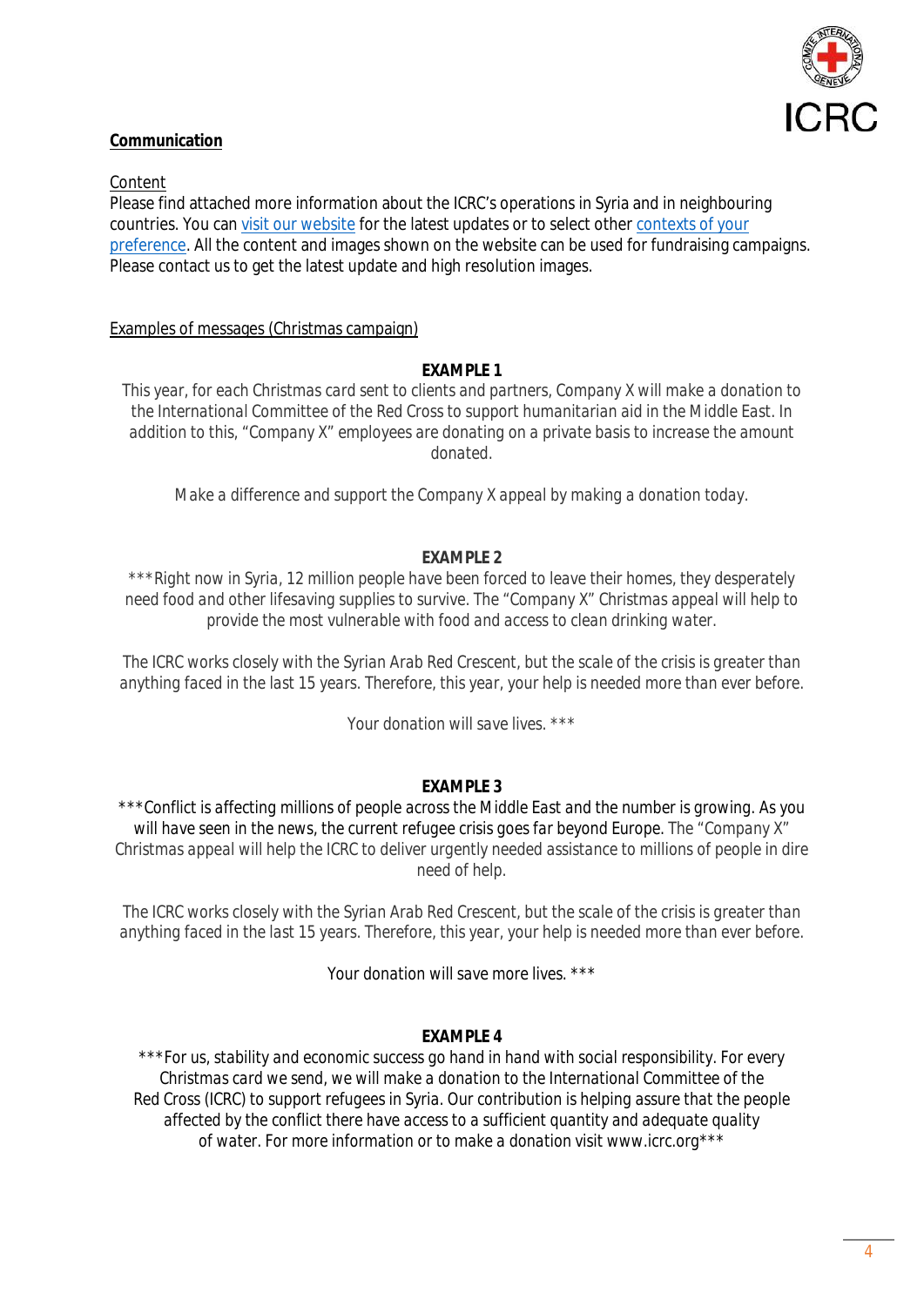## Communication

Content

Please find attached more information about the ICRC's operations in Syria and in neighbouring countries. You can visit our website for the latest updates or to select other contexts of your preference. All the content and images shown on the website can be used for fundraising campaigns. Please contact us to get the latest update and high resolution images.

Examples of messages (Christmas campaign)

**EXAMPLE 1**

This year, for each Christmas card sent to clients and partners, Company X will make a donation to the International Committee of the Red Cross to support humanitarian aid in the Middle East. In addition to this, "Company X" employees are donating on a private basis to increase the amount donated.

Make a difference and support the Company X appeal by making a donation today.

**EXAMPLE 2**

***Right now in Syria, 12 million people have been forced to leave their homes, they desperately need food and other lifesaving supplies to survive. The "Company X" Christmas appeal will help to provide the most vulnerable with food and access to clean drinking water.

The ICRC works closely with the Syrian Arab Red Crescent, but the scale of the crisis is greater than anything faced in the last 15 years. Therefore, this year, your help is needed more than ever before.

Your donation will save lives. ***

**EXAMPLE 3**

***Conflict is affecting millions of people across the Middle East and the number is growing. As you will have seen in the news, the current refugee crisis goes far beyond Europe. The "Company X" Christmas appeal will help the ICRC to deliver urgently needed assistance to millions of people in dire need of help.

The ICRC works closely with the Syrian Arab Red Crescent, but the scale of the crisis is greater than anything faced in the last 15 years. Therefore, this year, your help is needed more than ever before.

Your donation will save more lives. ***

**EXAMPLE 4**

***For us, stability and economic success go hand in hand with social responsibility. For every Christmas card we send, we will make a donation to the International Committee of the Red Cross (ICRC) to support refugees in Syria. Our contribution is helping assure that the people affected by the conflict there have access to a sufficient quantity and adequate quality of water. For more information or to make a donation visit www.icrc.org***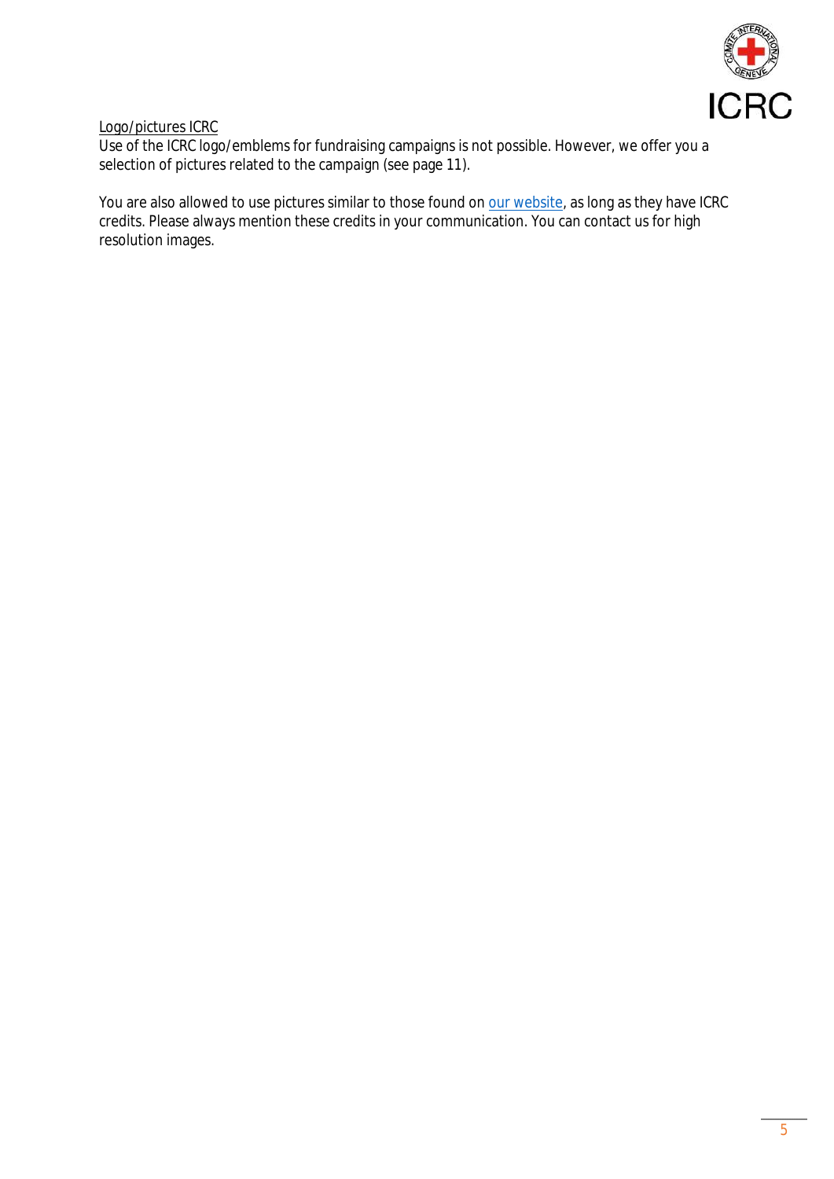<u>Logo/pictures ICRC</u>

Use of the ICRC logo/emblems for fundraising campaigns is not possible. However, we offer you a selection of pictures related to the campaign (see page 11).

You are also allowed to use pictures similar to those found on our website, as long as they have ICRC credits. Please always mention these credits in your communication. You can contact us for high resolution images.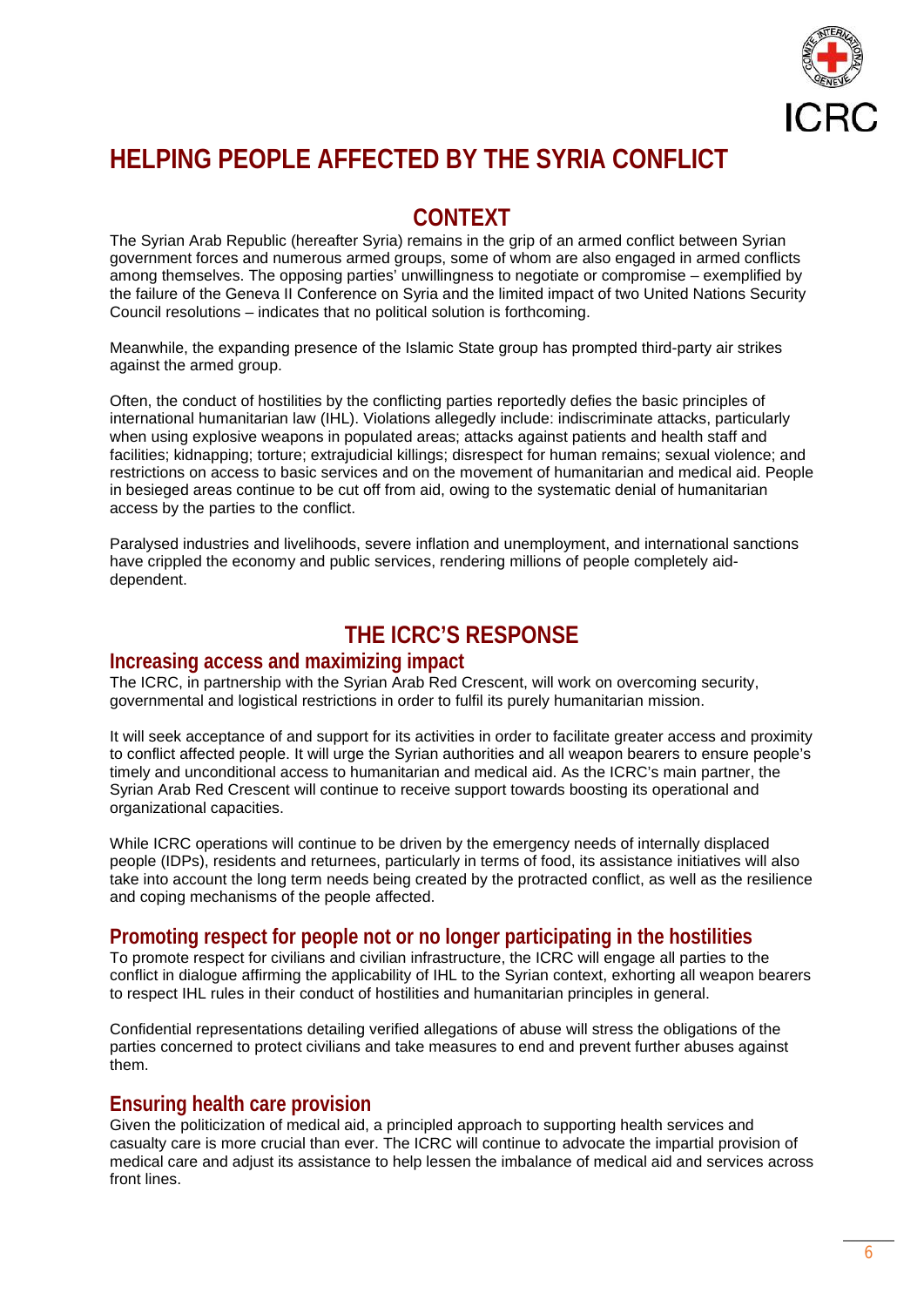# HELPING PEOPLE AFFECTED BY THE SYRIA CONFLICT

## CONTEXT

The Syrian Arab Republic (hereafter Syria) remains in the grip of an armed conflict between Syrian government forces and numerous armed groups, some of whom are also engaged in armed conflicts among themselves. The opposing parties' unwillingness to negotiate or compromise – exemplified by the failure of the Geneva II Conference on Syria and the limited impact of two United Nations Security Council resolutions – indicates that no political solution is forthcoming.

Meanwhile, the expanding presence of the Islamic State group has prompted third-party air strikes against the armed group.

Often, the conduct of hostilities by the conflicting parties reportedly defies the basic principles of international humanitarian law (IHL). Violations allegedly include: indiscriminate attacks, particularly when using explosive weapons in populated areas; attacks against patients and health staff and facilities; kidnapping; torture; extrajudicial killings; disrespect for human remains; sexual violence; and restrictions on access to basic services and on the movement of humanitarian and medical aid. People in besieged areas continue to be cut off from aid, owing to the systematic denial of humanitarian access by the parties to the conflict.

Paralysed industries and livelihoods, severe inflation and unemployment, and international sanctions have crippled the economy and public services, rendering millions of people completely aid-dependent.

## THE ICRC'S RESPONSE

### Increasing access and maximizing impact

The ICRC, in partnership with the Syrian Arab Red Crescent, will work on overcoming security, governmental and logistical restrictions in order to fulfil its purely humanitarian mission.

It will seek acceptance of and support for its activities in order to facilitate greater access and proximity to conflict affected people. It will urge the Syrian authorities and all weapon bearers to ensure people's timely and unconditional access to humanitarian and medical aid. As the ICRC's main partner, the Syrian Arab Red Crescent will continue to receive support towards boosting its operational and organizational capacities.

While ICRC operations will continue to be driven by the emergency needs of internally displaced people (IDPs), residents and returnees, particularly in terms of food, its assistance initiatives will also take into account the long term needs being created by the protracted conflict, as well as the resilience and coping mechanisms of the people affected.

### Promoting respect for people not or no longer participating in the hostilities

To promote respect for civilians and civilian infrastructure, the ICRC will engage all parties to the conflict in dialogue affirming the applicability of IHL to the Syrian context, exhorting all weapon bearers to respect IHL rules in their conduct of hostilities and humanitarian principles in general.

Confidential representations detailing verified allegations of abuse will stress the obligations of the parties concerned to protect civilians and take measures to end and prevent further abuses against them.

### Ensuring health care provision

Given the politicization of medical aid, a principled approach to supporting health services and casualty care is more crucial than ever. The ICRC will continue to advocate the impartial provision of medical care and adjust its assistance to help lessen the imbalance of medical aid and services across front lines.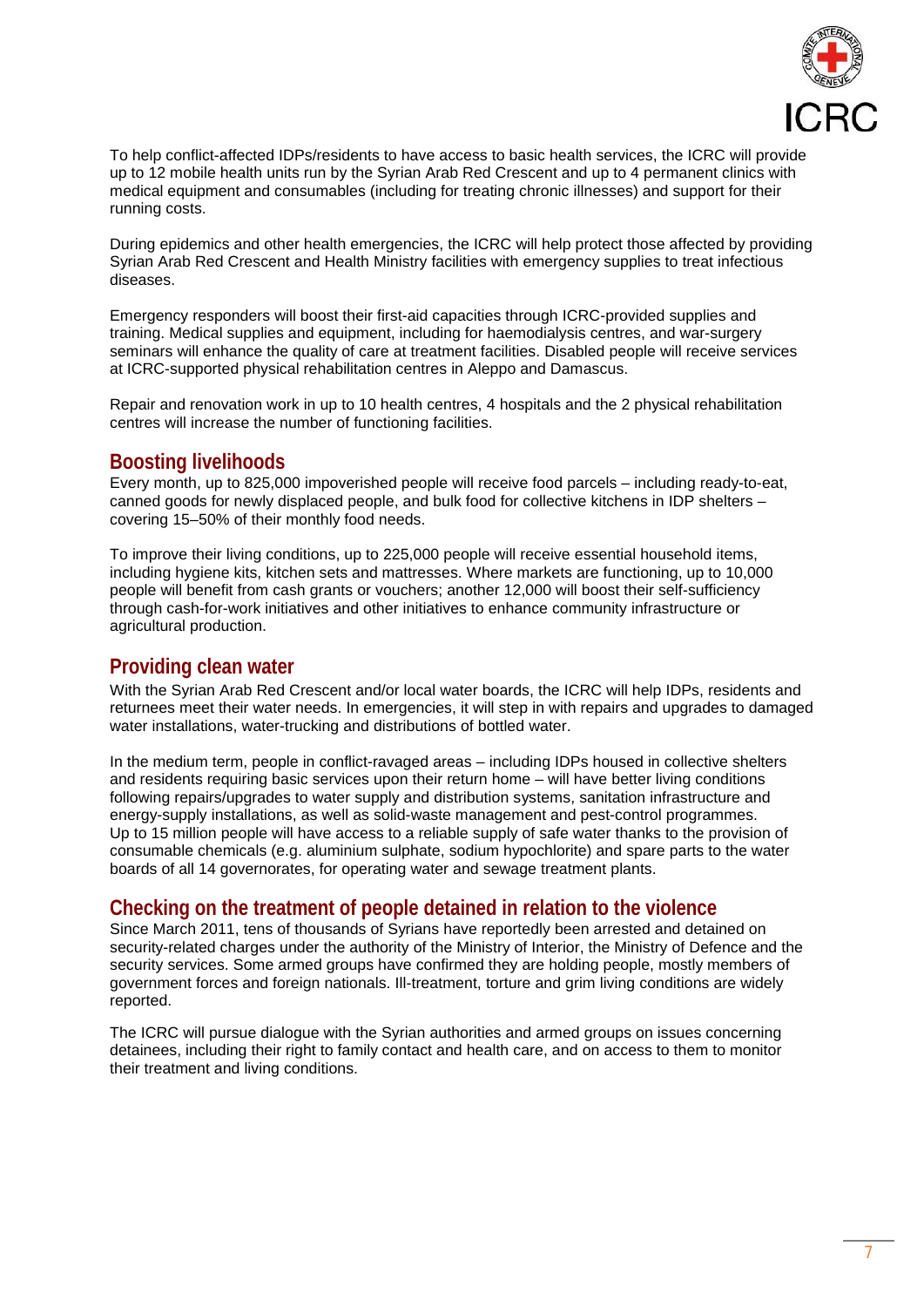To help conflict-affected IDPs/residents to have access to basic health services, the ICRC will provide up to 12 mobile health units run by the Syrian Arab Red Crescent and up to 4 permanent clinics with medical equipment and consumables (including for treating chronic illnesses) and support for their running costs.

During epidemics and other health emergencies, the ICRC will help protect those affected by providing Syrian Arab Red Crescent and Health Ministry facilities with emergency supplies to treat infectious diseases.

Emergency responders will boost their first-aid capacities through ICRC-provided supplies and training. Medical supplies and equipment, including for haemodialysis centres, and war-surgery seminars will enhance the quality of care at treatment facilities. Disabled people will receive services at ICRC-supported physical rehabilitation centres in Aleppo and Damascus.

Repair and renovation work in up to 10 health centres, 4 hospitals and the 2 physical rehabilitation centres will increase the number of functioning facilities.

## Boosting livelihoods

Every month, up to 825,000 impoverished people will receive food parcels – including ready-to-eat, canned goods for newly displaced people, and bulk food for collective kitchens in IDP shelters – covering 15–50% of their monthly food needs.

To improve their living conditions, up to 225,000 people will receive essential household items, including hygiene kits, kitchen sets and mattresses. Where markets are functioning, up to 10,000 people will benefit from cash grants or vouchers; another 12,000 will boost their self-sufficiency through cash-for-work initiatives and other initiatives to enhance community infrastructure or agricultural production.

## Providing clean water

With the Syrian Arab Red Crescent and/or local water boards, the ICRC will help IDPs, residents and returnees meet their water needs. In emergencies, it will step in with repairs and upgrades to damaged water installations, water-trucking and distributions of bottled water.

In the medium term, people in conflict-ravaged areas – including IDPs housed in collective shelters and residents requiring basic services upon their return home – will have better living conditions following repairs/upgrades to water supply and distribution systems, sanitation infrastructure and energy-supply installations, as well as solid-waste management and pest-control programmes. Up to 15 million people will have access to a reliable supply of safe water thanks to the provision of consumable chemicals (e.g. aluminium sulphate, sodium hypochlorite) and spare parts to the water boards of all 14 governorates, for operating water and sewage treatment plants.

## Checking on the treatment of people detained in relation to the violence

Since March 2011, tens of thousands of Syrians have reportedly been arrested and detained on security-related charges under the authority of the Ministry of Interior, the Ministry of Defence and the security services. Some armed groups have confirmed they are holding people, mostly members of government forces and foreign nationals. Ill-treatment, torture and grim living conditions are widely reported.

The ICRC will pursue dialogue with the Syrian authorities and armed groups on issues concerning detainees, including their right to family contact and health care, and on access to them to monitor their treatment and living conditions.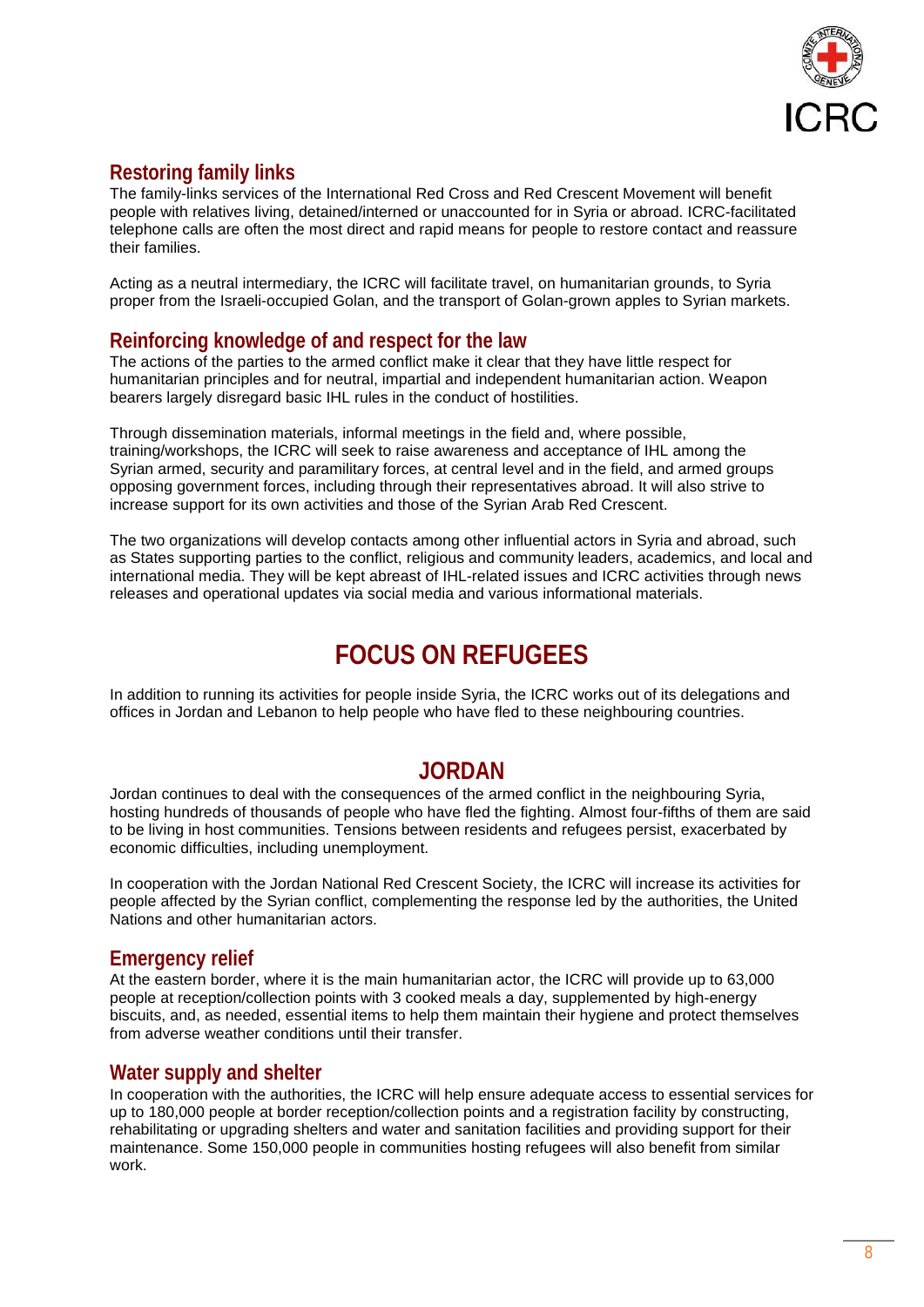## Restoring family links

The family-links services of the International Red Cross and Red Crescent Movement will benefit people with relatives living, detained/interned or unaccounted for in Syria or abroad. ICRC-facilitated telephone calls are often the most direct and rapid means for people to restore contact and reassure their families.

Acting as a neutral intermediary, the ICRC will facilitate travel, on humanitarian grounds, to Syria proper from the Israeli-occupied Golan, and the transport of Golan-grown apples to Syrian markets.

## Reinforcing knowledge of and respect for the law

The actions of the parties to the armed conflict make it clear that they have little respect for humanitarian principles and for neutral, impartial and independent humanitarian action. Weapon bearers largely disregard basic IHL rules in the conduct of hostilities.

Through dissemination materials, informal meetings in the field and, where possible, training/workshops, the ICRC will seek to raise awareness and acceptance of IHL among the Syrian armed, security and paramilitary forces, at central level and in the field, and armed groups opposing government forces, including through their representatives abroad. It will also strive to increase support for its own activities and those of the Syrian Arab Red Crescent.

The two organizations will develop contacts among other influential actors in Syria and abroad, such as States supporting parties to the conflict, religious and community leaders, academics, and local and international media. They will be kept abreast of IHL-related issues and ICRC activities through news releases and operational updates via social media and various informational materials.

# FOCUS ON REFUGEES

In addition to running its activities for people inside Syria, the ICRC works out of its delegations and offices in Jordan and Lebanon to help people who have fled to these neighbouring countries.

# JORDAN

Jordan continues to deal with the consequences of the armed conflict in the neighbouring Syria, hosting hundreds of thousands of people who have fled the fighting. Almost four-fifths of them are said to be living in host communities. Tensions between residents and refugees persist, exacerbated by economic difficulties, including unemployment.

In cooperation with the Jordan National Red Crescent Society, the ICRC will increase its activities for people affected by the Syrian conflict, complementing the response led by the authorities, the United Nations and other humanitarian actors.

## Emergency relief

At the eastern border, where it is the main humanitarian actor, the ICRC will provide up to 63,000 people at reception/collection points with 3 cooked meals a day, supplemented by high-energy biscuits, and, as needed, essential items to help them maintain their hygiene and protect themselves from adverse weather conditions until their transfer.

## Water supply and shelter

In cooperation with the authorities, the ICRC will help ensure adequate access to essential services for up to 180,000 people at border reception/collection points and a registration facility by constructing, rehabilitating or upgrading shelters and water and sanitation facilities and providing support for their maintenance. Some 150,000 people in communities hosting refugees will also benefit from similar work.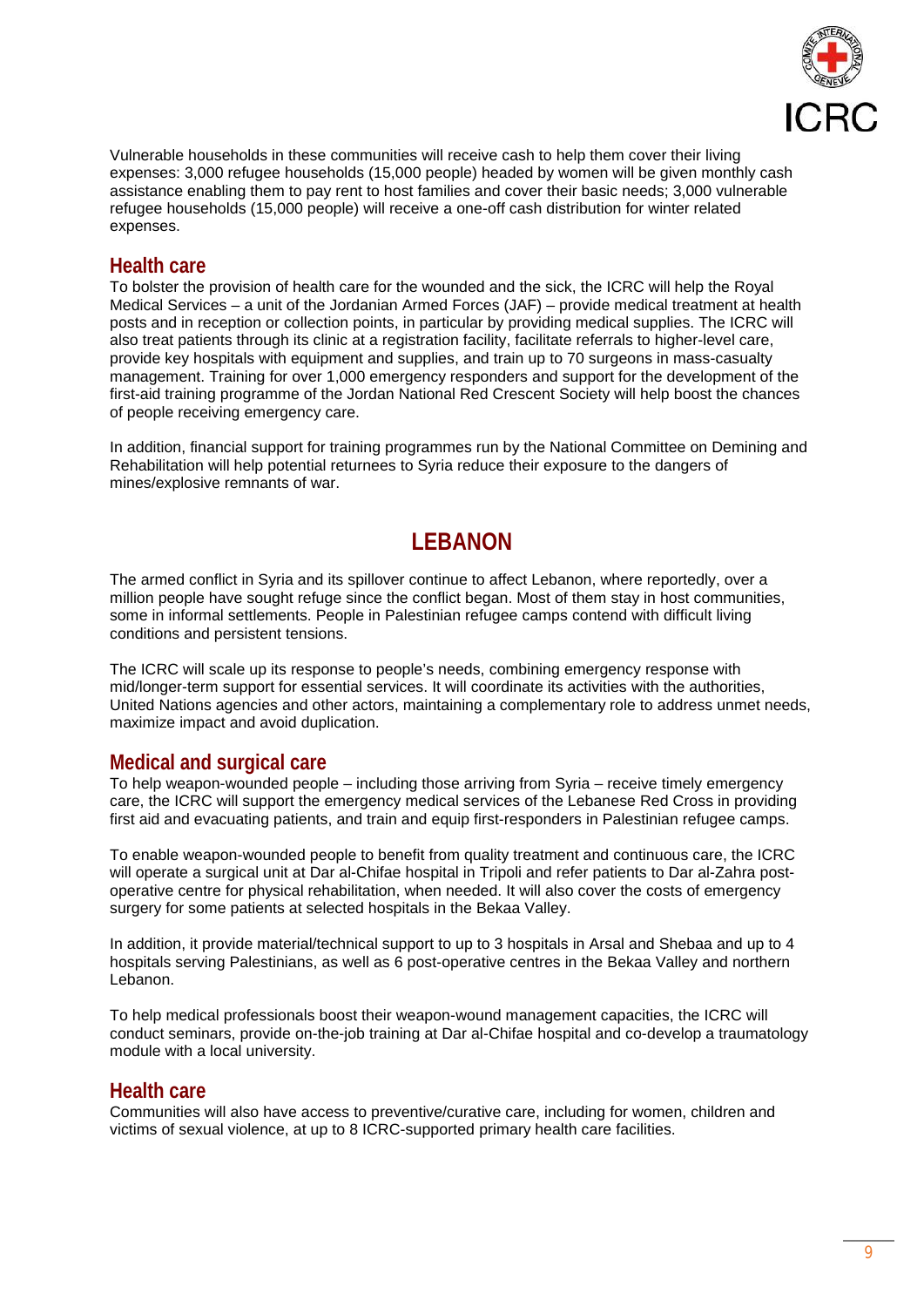Vulnerable households in these communities will receive cash to help them cover their living expenses: 3,000 refugee households (15,000 people) headed by women will be given monthly cash assistance enabling them to pay rent to host families and cover their basic needs; 3,000 vulnerable refugee households (15,000 people) will receive a one-off cash distribution for winter related expenses.

### Health care

To bolster the provision of health care for the wounded and the sick, the ICRC will help the Royal Medical Services – a unit of the Jordanian Armed Forces (JAF) – provide medical treatment at health posts and in reception or collection points, in particular by providing medical supplies. The ICRC will also treat patients through its clinic at a registration facility, facilitate referrals to higher-level care, provide key hospitals with equipment and supplies, and train up to 70 surgeons in mass-casualty management. Training for over 1,000 emergency responders and support for the development of the first-aid training programme of the Jordan National Red Crescent Society will help boost the chances of people receiving emergency care.

In addition, financial support for training programmes run by the National Committee on Demining and Rehabilitation will help potential returnees to Syria reduce their exposure to the dangers of mines/explosive remnants of war.

## LEBANON

The armed conflict in Syria and its spillover continue to affect Lebanon, where reportedly, over a million people have sought refuge since the conflict began. Most of them stay in host communities, some in informal settlements. People in Palestinian refugee camps contend with difficult living conditions and persistent tensions.

The ICRC will scale up its response to people's needs, combining emergency response with mid/longer-term support for essential services. It will coordinate its activities with the authorities, United Nations agencies and other actors, maintaining a complementary role to address unmet needs, maximize impact and avoid duplication.

### Medical and surgical care

To help weapon-wounded people – including those arriving from Syria – receive timely emergency care, the ICRC will support the emergency medical services of the Lebanese Red Cross in providing first aid and evacuating patients, and train and equip first-responders in Palestinian refugee camps.

To enable weapon-wounded people to benefit from quality treatment and continuous care, the ICRC will operate a surgical unit at Dar al-Chifae hospital in Tripoli and refer patients to Dar al-Zahra post-operative centre for physical rehabilitation, when needed. It will also cover the costs of emergency surgery for some patients at selected hospitals in the Bekaa Valley.

In addition, it provide material/technical support to up to 3 hospitals in Arsal and Shebaa and up to 4 hospitals serving Palestinians, as well as 6 post-operative centres in the Bekaa Valley and northern Lebanon.

To help medical professionals boost their weapon-wound management capacities, the ICRC will conduct seminars, provide on-the-job training at Dar al-Chifae hospital and co-develop a traumatology module with a local university.

### Health care

Communities will also have access to preventive/curative care, including for women, children and victims of sexual violence, at up to 8 ICRC-supported primary health care facilities.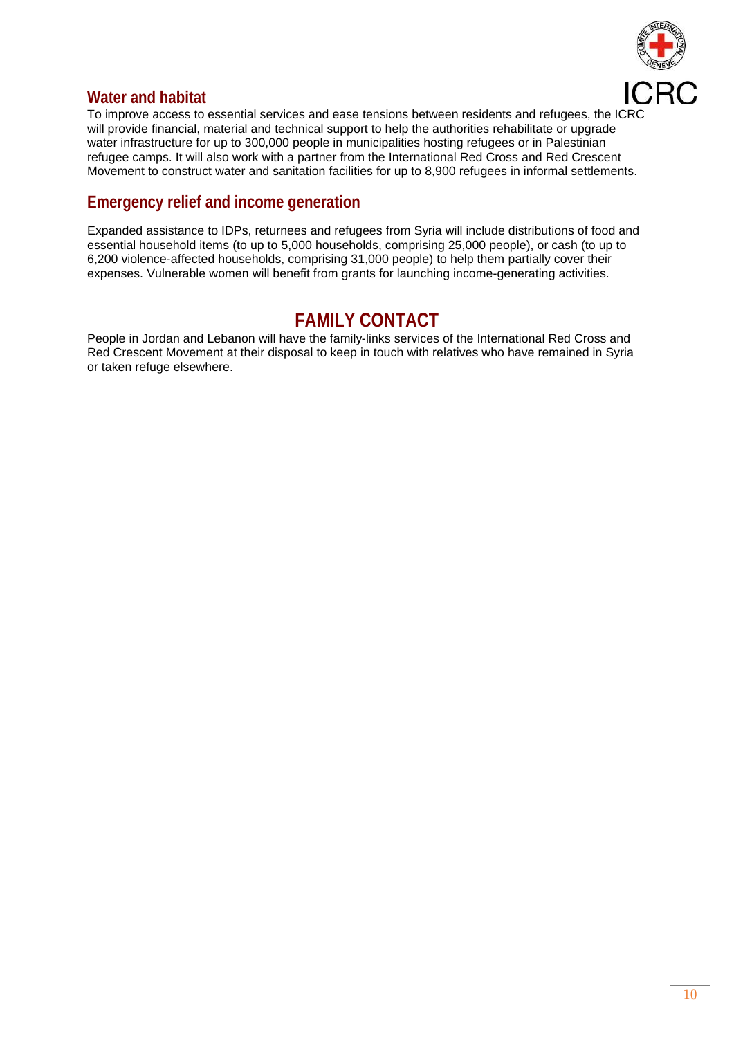## Water and habitat

To improve access to essential services and ease tensions between residents and refugees, the ICRC will provide financial, material and technical support to help the authorities rehabilitate or upgrade water infrastructure for up to 300,000 people in municipalities hosting refugees or in Palestinian refugee camps. It will also work with a partner from the International Red Cross and Red Crescent Movement to construct water and sanitation facilities for up to 8,900 refugees in informal settlements.

## Emergency relief and income generation

Expanded assistance to IDPs, returnees and refugees from Syria will include distributions of food and essential household items (to up to 5,000 households, comprising 25,000 people), or cash (to up to 6,200 violence-affected households, comprising 31,000 people) to help them partially cover their expenses. Vulnerable women will benefit from grants for launching income-generating activities.

# FAMILY CONTACT

People in Jordan and Lebanon will have the family-links services of the International Red Cross and Red Crescent Movement at their disposal to keep in touch with relatives who have remained in Syria or taken refuge elsewhere.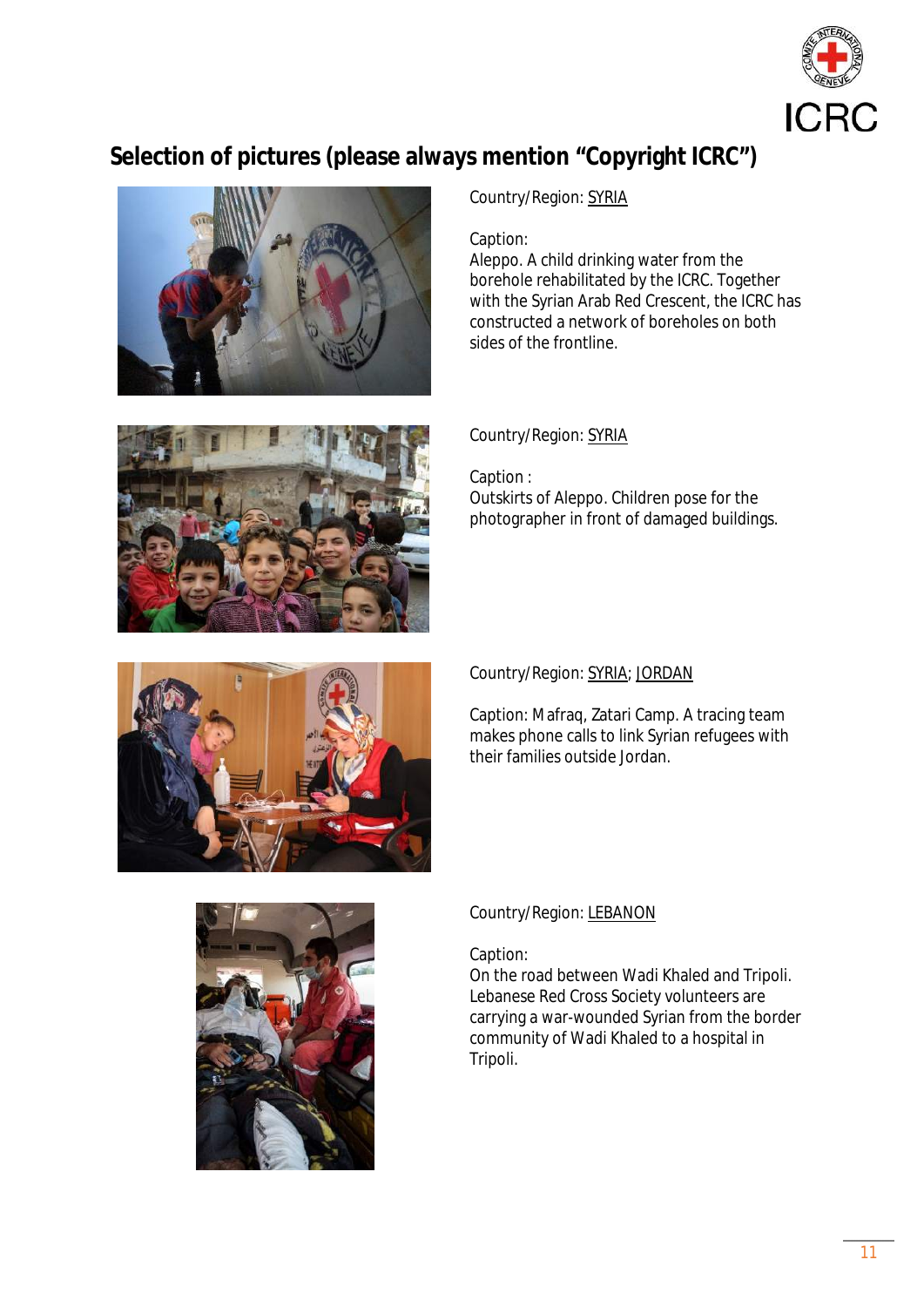## Selection of pictures (please always mention "Copyright ICRC")

Country/Region: SYRIA

Caption:
Aleppo. A child drinking water from the borehole rehabilitated by the ICRC. Together with the Syrian Arab Red Crescent, the ICRC has constructed a network of boreholes on both sides of the frontline.

Country/Region: SYRIA

Caption :
Outskirts of Aleppo. Children pose for the photographer in front of damaged buildings.

Country/Region: SYRIA; JORDAN

Caption: Mafraq, Zatari Camp. A tracing team makes phone calls to link Syrian refugees with their families outside Jordan.

Country/Region: LEBANON

Caption:
On the road between Wadi Khaled and Tripoli. Lebanese Red Cross Society volunteers are carrying a war-wounded Syrian from the border community of Wadi Khaled to a hospital in Tripoli.